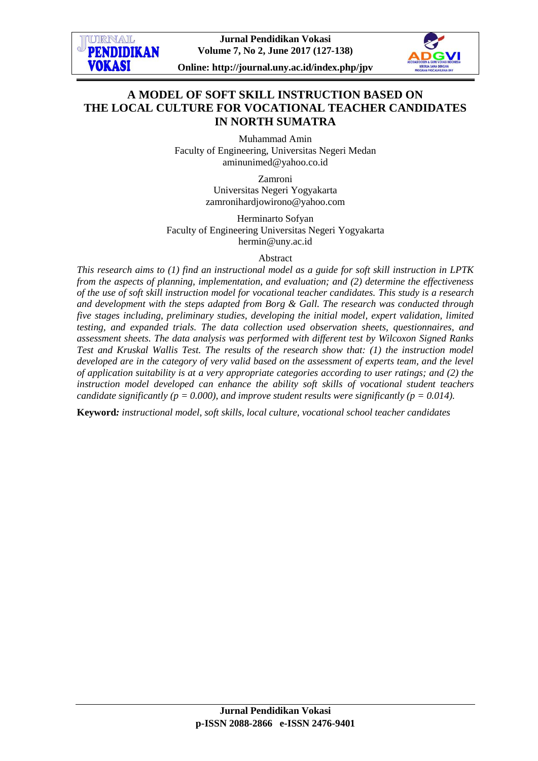# A MODEL OF SOFT SKILL INSTRUCTION BASED ON THE LOCAL CULTURE FOR VOCATIONAL TEACHER CANDIDATES IN NORTH SUMATRA

Muhammad Amin
Faculty of Engineering, Universitas Negeri Medan
aminunimed@yahoo.co.id

Zamroni
Universitas Negeri Yogyakarta
zamronihardjowirono@yahoo.com

Herminarto Sofyan
Faculty of Engineering Universitas Negeri Yogyakarta
hermin@uny.ac.id

Abstract

*This research aims to (1) find an instructional model as a guide for soft skill instruction in LPTK from the aspects of planning, implementation, and evaluation; and (2) determine the effectiveness of the use of soft skill instruction model for vocational teacher candidates. This study is a research and development with the steps adapted from Borg & Gall. The research was conducted through five stages including, preliminary studies, developing the initial model, expert validation, limited testing, and expanded trials. The data collection used observation sheets, questionnaires, and assessment sheets. The data analysis was performed with different test by Wilcoxon Signed Ranks Test and Kruskal Wallis Test. The results of the research show that: (1) the instruction model developed are in the category of very valid based on the assessment of experts team, and the level of application suitability is at a very appropriate categories according to user ratings; and (2) the instruction model developed can enhance the ability soft skills of vocational student teachers candidate significantly ($p = 0.000$), and improve student results were significantly ($p = 0.014$).*

**Keyword***:* *instructional model, soft skills, local culture, vocational school teacher candidates*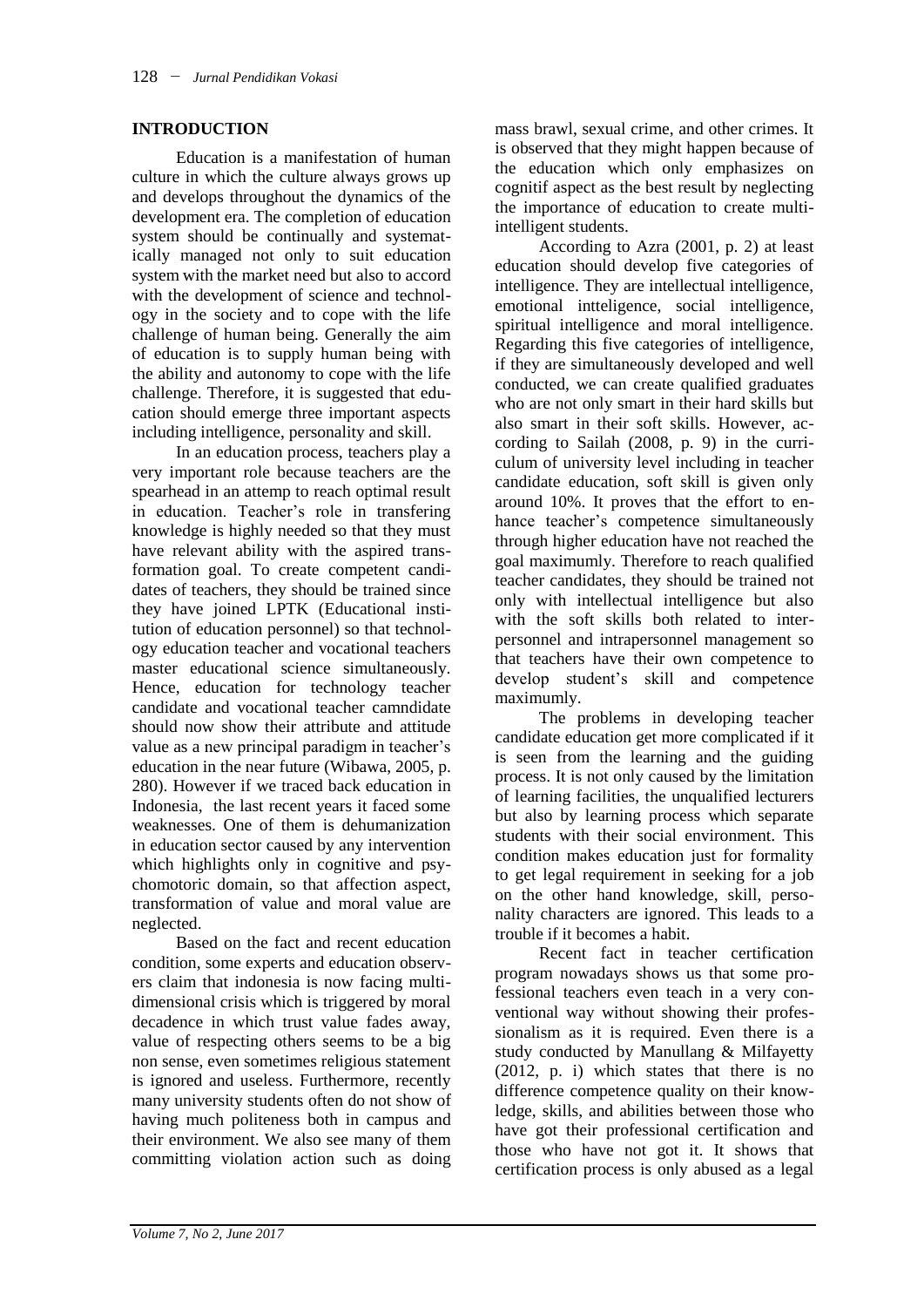## INTRODUCTION

Education is a manifestation of human culture in which the culture always grows up and develops throughout the dynamics of the development era. The completion of education system should be continually and systematically managed not only to suit education system with the market need but also to accord with the development of science and technology in the society and to cope with the life challenge of human being. Generally the aim of education is to supply human being with the ability and autonomy to cope with the life challenge. Therefore, it is suggested that education should emerge three important aspects including intelligence, personality and skill.

In an education process, teachers play a very important role because teachers are the spearhead in an attemp to reach optimal result in education. Teacher's role in transfering knowledge is highly needed so that they must have relevant ability with the aspired transformation goal. To create competent candidates of teachers, they should be trained since they have joined LPTK (Educational institution of education personnel) so that technology education teacher and vocational teachers master educational science simultaneously. Hence, education for technology teacher candidate and vocational teacher camndidate should now show their attribute and attitude value as a new principal paradigm in teacher's education in the near future (Wibawa, 2005, p. 280). However if we traced back education in Indonesia, the last recent years it faced some weaknesses. One of them is dehumanization in education sector caused by any intervention which highlights only in cognitive and psychomotoric domain, so that affection aspect, transformation of value and moral value are neglected.

Based on the fact and recent education condition, some experts and education observers claim that indonesia is now facing multi-dimensional crisis which is triggered by moral decadence in which trust value fades away, value of respecting others seems to be a big non sense, even sometimes religious statement is ignored and useless. Furthermore, recently many university students often do not show of having much politeness both in campus and their environment. We also see many of them committing violation action such as doing mass brawl, sexual crime, and other crimes. It is observed that they might happen because of the education which only emphasizes on cognitif aspect as the best result by neglecting the importance of education to create multi-intelligent students.

According to Azra (2001, p. 2) at least education should develop five categories of intelligence. They are intellectual intelligence, emotional intteligence, social intelligence, spiritual intelligence and moral intelligence. Regarding this five categories of intelligence, if they are simultaneously developed and well conducted, we can create qualified graduates who are not only smart in their hard skills but also smart in their soft skills. However, according to Sailah (2008, p. 9) in the curriculum of university level including in teacher candidate education, soft skill is given only around 10%. It proves that the effort to enhance teacher's competence simultaneously through higher education have not reached the goal maximumly. Therefore to reach qualified teacher candidates, they should be trained not only with intellectual intelligence but also with the soft skills both related to interpersonnel and intrapersonnel management so that teachers have their own competence to develop student's skill and competence maximumly.

The problems in developing teacher candidate education get more complicated if it is seen from the learning and the guiding process. It is not only caused by the limitation of learning facilities, the unqualified lecturers but also by learning process which separate students with their social environment. This condition makes education just for formality to get legal requirement in seeking for a job on the other hand knowledge, skill, personality characters are ignored. This leads to a trouble if it becomes a habit.

Recent fact in teacher certification program nowadays shows us that some professional teachers even teach in a very conventional way without showing their professionalism as it is required. Even there is a study conducted by Manullang & Milfayetty (2012, p. i) which states that there is no difference competence quality on their knowledge, skills, and abilities between those who have got their professional certification and those who have not got it. It shows that certification process is only abused as a legal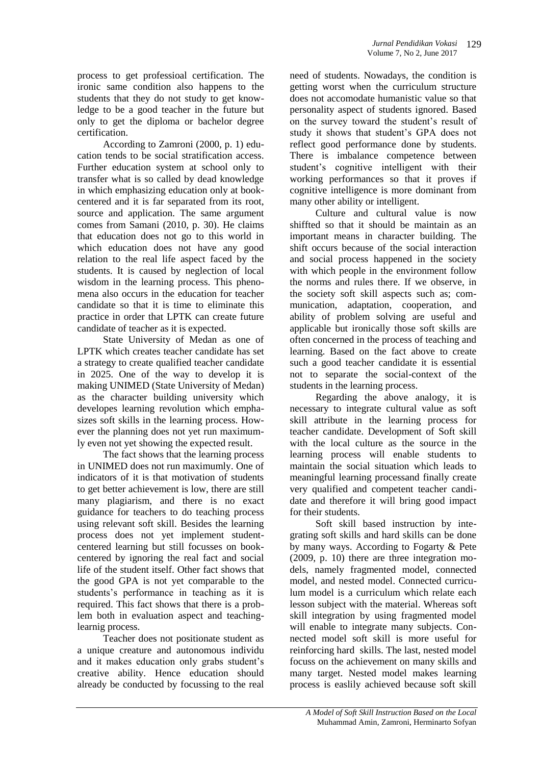process to get professioal certification. The ironic same condition also happens to the students that they do not study to get knowledge to be a good teacher in the future but only to get the diploma or bachelor degree certification.

According to Zamroni (2000, p. 1) education tends to be social stratification access. Further education system at school only to transfer what is so called by dead knowledge in which emphasizing education only at book-centered and it is far separated from its root, source and application. The same argument comes from Samani (2010, p. 30). He claims that education does not go to this world in which education does not have any good relation to the real life aspect faced by the students. It is caused by neglection of local wisdom in the learning process. This phenomena also occurs in the education for teacher candidate so that it is time to eliminate this practice in order that LPTK can create future candidate of teacher as it is expected.

State University of Medan as one of LPTK which creates teacher candidate has set a strategy to create qualified teacher candidate in 2025. One of the way to develop it is making UNIMED (State University of Medan) as the character building university which developes learning revolution which emphasizes soft skills in the learning process. However the planning does not yet run maximumly even not yet showing the expected result.

The fact shows that the learning process in UNIMED does not run maximumly. One of indicators of it is that motivation of students to get better achievement is low, there are still many plagiarism, and there is no exact guidance for teachers to do teaching process using relevant soft skill. Besides the learning process does not yet implement student-centered learning but still focusses on book-centered by ignoring the real fact and social life of the student itself. Other fact shows that the good GPA is not yet comparable to the students's performance in teaching as it is required. This fact shows that there is a problem both in evaluation aspect and teaching-learnig process.

Teacher does not positionate student as a unique creature and autonomous individu and it makes education only grabs student's creative ability. Hence education should already be conducted by focussing to the real need of students. Nowadays, the condition is getting worst when the curriculum structure does not accomodate humanistic value so that personality aspect of students ignored. Based on the survey toward the student's result of study it shows that student's GPA does not reflect good performance done by students. There is imbalance competence between student's cognitive intelligent with their working performances so that it proves if cognitive intelligence is more dominant from many other ability or intelligent.

Culture and cultural value is now shiffted so that it should be maintain as an important means in character building. The shift occurs because of the social interaction and social process happened in the society with which people in the environment follow the norms and rules there. If we observe, in the society soft skill aspects such as; communication, adaptation, cooperation, and ability of problem solving are useful and applicable but ironically those soft skills are often concerned in the process of teaching and learning. Based on the fact above to create such a good teacher candidate it is essential not to separate the social-context of the students in the learning process.

Regarding the above analogy, it is necessary to integrate cultural value as soft skill attribute in the learning process for teacher candidate. Development of Soft skill with the local culture as the source in the learning process will enable students to maintain the social situation which leads to meaningful learning processand finally create very qualified and competent teacher candidate and therefore it will bring good impact for their students.

Soft skill based instruction by integrating soft skills and hard skills can be done by many ways. According to Fogarty & Pete (2009, p. 10) there are three integration models, namely fragmented model, connected model, and nested model. Connected curriculum model is a curriculum which relate each lesson subject with the material. Whereas soft skill integration by using fragmented model will enable to integrate many subjects. Connected model soft skill is more useful for reinforcing hard skills. The last, nested model focuss on the achievement on many skills and many target. Nested model makes learning process is easlily achieved because soft skill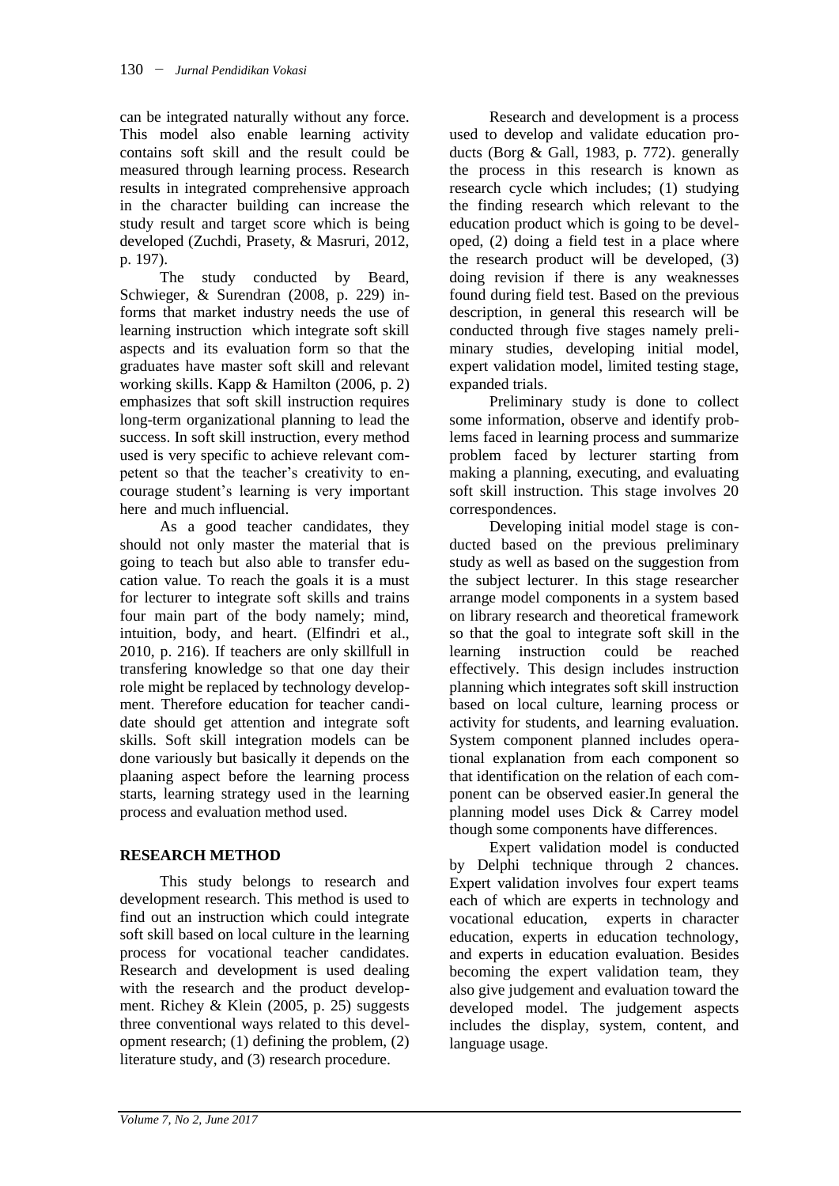can be integrated naturally without any force. This model also enable learning activity contains soft skill and the result could be measured through learning process. Research results in integrated comprehensive approach in the character building can increase the study result and target score which is being developed (Zuchdi, Prasety, & Masruri, 2012, p. 197).

The study conducted by Beard, Schwieger, & Surendran (2008, p. 229) informs that market industry needs the use of learning instruction which integrate soft skill aspects and its evaluation form so that the graduates have master soft skill and relevant working skills. Kapp & Hamilton (2006, p. 2) emphasizes that soft skill instruction requires long-term organizational planning to lead the success. In soft skill instruction, every method used is very specific to achieve relevant competent so that the teacher's creativity to encourage student's learning is very important here and much influencial.

As a good teacher candidates, they should not only master the material that is going to teach but also able to transfer education value. To reach the goals it is a must for lecturer to integrate soft skills and trains four main part of the body namely; mind, intuition, body, and heart. (Elfindri et al., 2010, p. 216). If teachers are only skillfull in transfering knowledge so that one day their role might be replaced by technology development. Therefore education for teacher candidate should get attention and integrate soft skills. Soft skill integration models can be done variously but basically it depends on the plaaning aspect before the learning process starts, learning strategy used in the learning process and evaluation method used.

## RESEARCH METHOD

This study belongs to research and development research. This method is used to find out an instruction which could integrate soft skill based on local culture in the learning process for vocational teacher candidates. Research and development is used dealing with the research and the product development. Richey & Klein (2005, p. 25) suggests three conventional ways related to this development research; (1) defining the problem, (2) literature study, and (3) research procedure.

Research and development is a process used to develop and validate education products (Borg & Gall, 1983, p. 772). generally the process in this research is known as research cycle which includes; (1) studying the finding research which relevant to the education product which is going to be developed, (2) doing a field test in a place where the research product will be developed, (3) doing revision if there is any weaknesses found during field test. Based on the previous description, in general this research will be conducted through five stages namely preliminary studies, developing initial model, expert validation model, limited testing stage, expanded trials.

Preliminary study is done to collect some information, observe and identify problems faced in learning process and summarize problem faced by lecturer starting from making a planning, executing, and evaluating soft skill instruction. This stage involves 20 correspondences.

Developing initial model stage is conducted based on the previous preliminary study as well as based on the suggestion from the subject lecturer. In this stage researcher arrange model components in a system based on library research and theoretical framework so that the goal to integrate soft skill in the learning instruction could be reached effectively. This design includes instruction planning which integrates soft skill instruction based on local culture, learning process or activity for students, and learning evaluation. System component planned includes operational explanation from each component so that identification on the relation of each component can be observed easier.In general the planning model uses Dick & Carrey model though some components have differences.

Expert validation model is conducted by Delphi technique through 2 chances. Expert validation involves four expert teams each of which are experts in technology and vocational education, experts in character education, experts in education technology, and experts in education evaluation. Besides becoming the expert validation team, they also give judgement and evaluation toward the developed model. The judgement aspects includes the display, system, content, and language usage.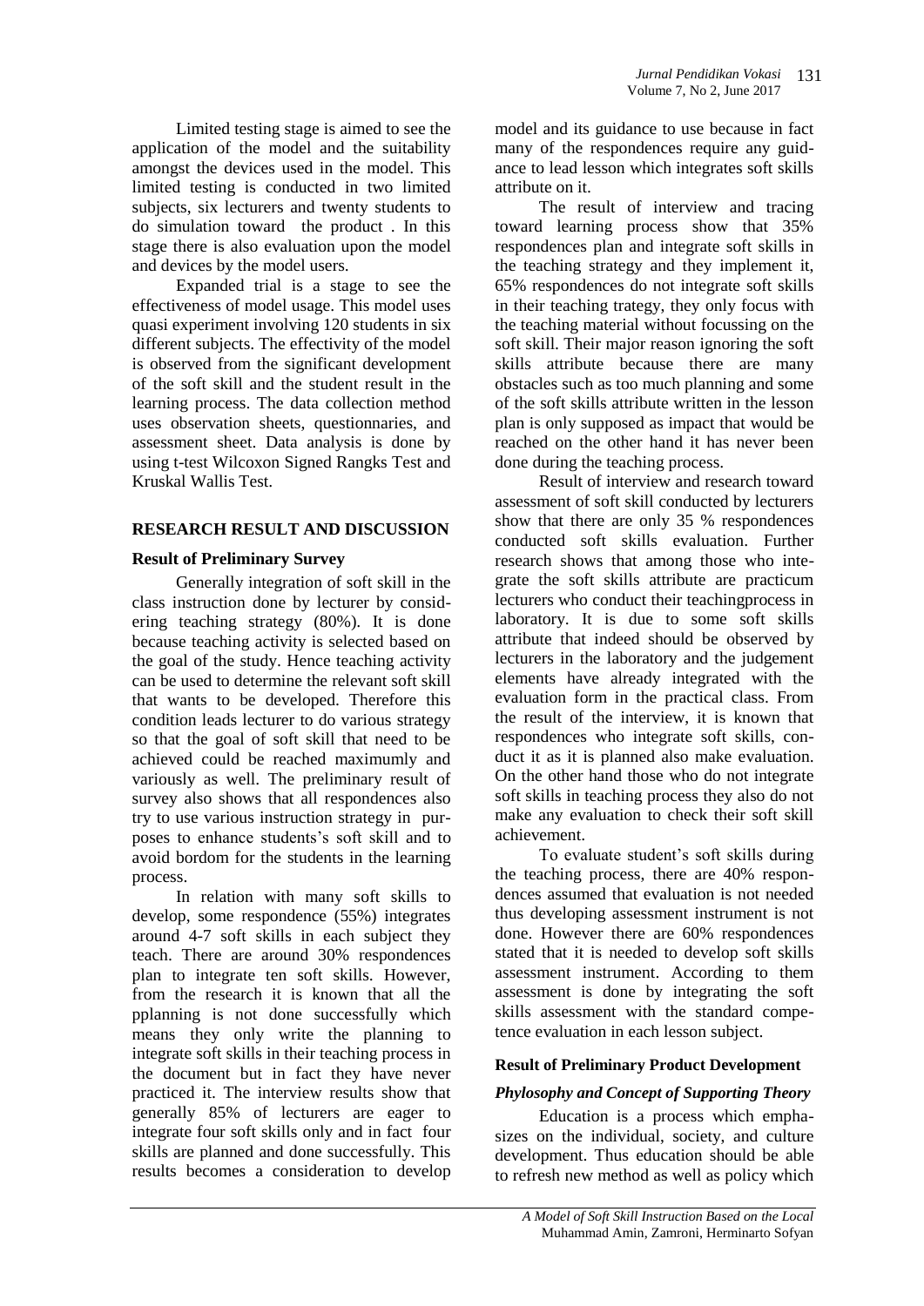Limited testing stage is aimed to see the application of the model and the suitability amongst the devices used in the model. This limited testing is conducted in two limited subjects, six lecturers and twenty students to do simulation toward the product . In this stage there is also evaluation upon the model and devices by the model users.

Expanded trial is a stage to see the effectiveness of model usage. This model uses quasi experiment involving 120 students in six different subjects. The effectivity of the model is observed from the significant development of the soft skill and the student result in the learning process. The data collection method uses observation sheets, questionnaries, and assessment sheet. Data analysis is done by using t-test Wilcoxon Signed Rangks Test and Kruskal Wallis Test.

## RESEARCH RESULT AND DISCUSSION

### Result of Preliminary Survey

Generally integration of soft skill in the class instruction done by lecturer by considering teaching strategy (80%). It is done because teaching activity is selected based on the goal of the study. Hence teaching activity can be used to determine the relevant soft skill that wants to be developed. Therefore this condition leads lecturer to do various strategy so that the goal of soft skill that need to be achieved could be reached maximumly and variously as well. The preliminary result of survey also shows that all respondences also try to use various instruction strategy in purposes to enhance students's soft skill and to avoid bordom for the students in the learning process.

In relation with many soft skills to develop, some respondence (55%) integrates around 4-7 soft skills in each subject they teach. There are around 30% respondences plan to integrate ten soft skills. However, from the research it is known that all the pplanning is not done successfully which means they only write the planning to integrate soft skills in their teaching process in the document but in fact they have never practiced it. The interview results show that generally 85% of lecturers are eager to integrate four soft skills only and in fact four skills are planned and done successfully. This results becomes a consideration to develop model and its guidance to use because in fact many of the respondences require any guidance to lead lesson which integrates soft skills attribute on it.

The result of interview and tracing toward learning process show that 35% respondences plan and integrate soft skills in the teaching strategy and they implement it, 65% respondences do not integrate soft skills in their teaching trategy, they only focus with the teaching material without focussing on the soft skill. Their major reason ignoring the soft skills attribute because there are many obstacles such as too much planning and some of the soft skills attribute written in the lesson plan is only supposed as impact that would be reached on the other hand it has never been done during the teaching process.

Result of interview and research toward assessment of soft skill conducted by lecturers show that there are only 35 % respondences conducted soft skills evaluation. Further research shows that among those who integrate the soft skills attribute are practicum lecturers who conduct their teachingprocess in laboratory. It is due to some soft skills attribute that indeed should be observed by lecturers in the laboratory and the judgement elements have already integrated with the evaluation form in the practical class. From the result of the interview, it is known that respondences who integrate soft skills, conduct it as it is planned also make evaluation. On the other hand those who do not integrate soft skills in teaching process they also do not make any evaluation to check their soft skill achievement.

To evaluate student's soft skills during the teaching process, there are 40% respondences assumed that evaluation is not needed thus developing assessment instrument is not done. However there are 60% respondences stated that it is needed to develop soft skills assessment instrument. According to them assessment is done by integrating the soft skills assessment with the standard competence evaluation in each lesson subject.

### Result of Preliminary Product Development

#### *Phylosophy and Concept of Supporting Theory*

Education is a process which emphasizes on the individual, society, and culture development. Thus education should be able to refresh new method as well as policy which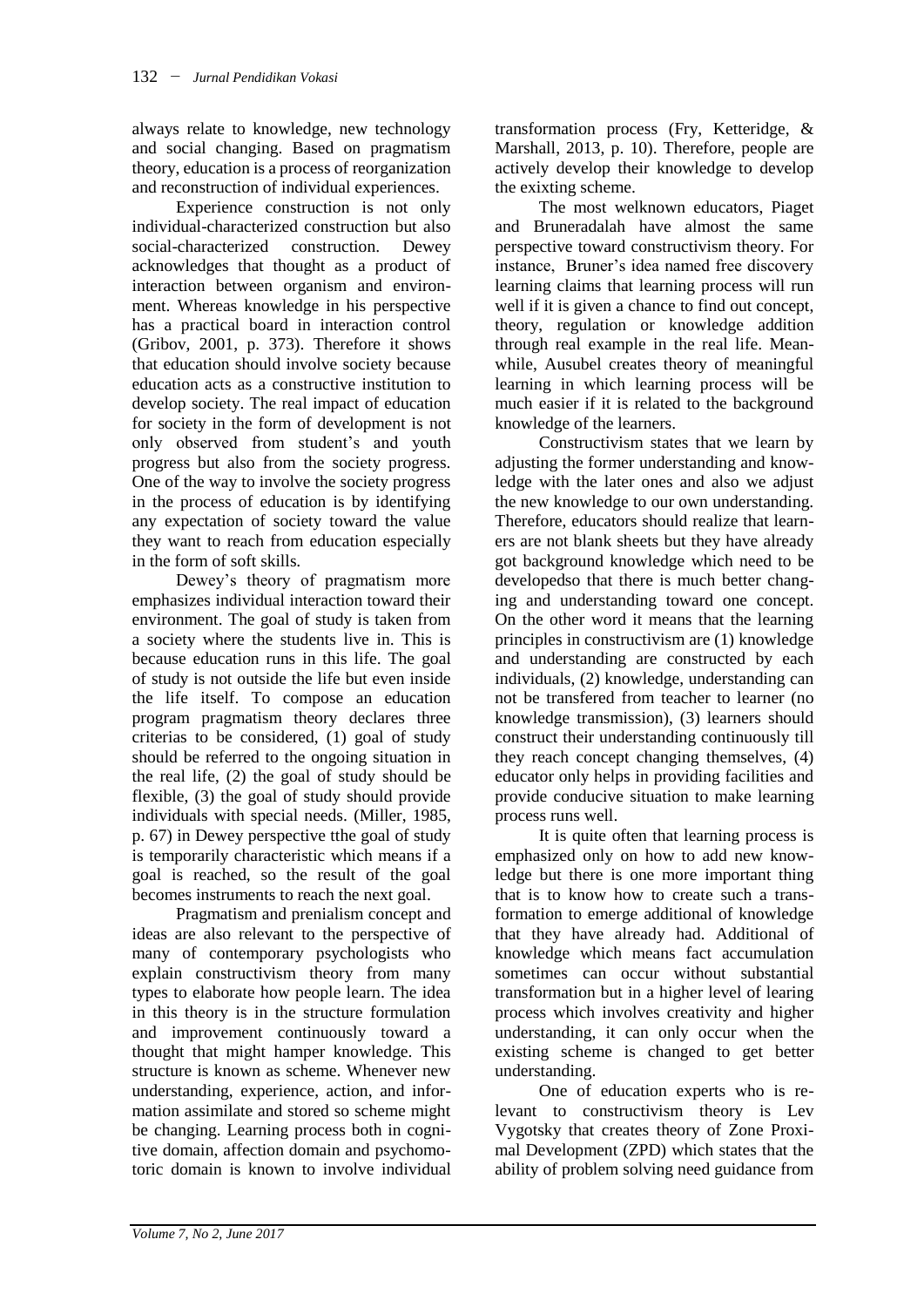always relate to knowledge, new technology and social changing. Based on pragmatism theory, education is a process of reorganization and reconstruction of individual experiences.

Experience construction is not only individual-characterized construction but also social-characterized construction. Dewey acknowledges that thought as a product of interaction between organism and environment. Whereas knowledge in his perspective has a practical board in interaction control (Gribov, 2001, p. 373). Therefore it shows that education should involve society because education acts as a constructive institution to develop society. The real impact of education for society in the form of development is not only observed from student's and youth progress but also from the society progress. One of the way to involve the society progress in the process of education is by identifying any expectation of society toward the value they want to reach from education especially in the form of soft skills.

Dewey's theory of pragmatism more emphasizes individual interaction toward their environment. The goal of study is taken from a society where the students live in. This is because education runs in this life. The goal of study is not outside the life but even inside the life itself. To compose an education program pragmatism theory declares three criterias to be considered, (1) goal of study should be referred to the ongoing situation in the real life, (2) the goal of study should be flexible, (3) the goal of study should provide individuals with special needs. (Miller, 1985, p. 67) in Dewey perspective tthe goal of study is temporarily characteristic which means if a goal is reached, so the result of the goal becomes instruments to reach the next goal.

Pragmatism and prenialism concept and ideas are also relevant to the perspective of many of contemporary psychologists who explain constructivism theory from many types to elaborate how people learn. The idea in this theory is in the structure formulation and improvement continuously toward a thought that might hamper knowledge. This structure is known as scheme. Whenever new understanding, experience, action, and information assimilate and stored so scheme might be changing. Learning process both in cognitive domain, affection domain and psychomotoric domain is known to involve individual transformation process (Fry, Ketteridge, & Marshall, 2013, p. 10). Therefore, people are actively develop their knowledge to develop the exixting scheme.

The most welknown educators, Piaget and Bruneradalah have almost the same perspective toward constructivism theory. For instance, Bruner's idea named free discovery learning claims that learning process will run well if it is given a chance to find out concept, theory, regulation or knowledge addition through real example in the real life. Meanwhile, Ausubel creates theory of meaningful learning in which learning process will be much easier if it is related to the background knowledge of the learners.

Constructivism states that we learn by adjusting the former understanding and knowledge with the later ones and also we adjust the new knowledge to our own understanding. Therefore, educators should realize that learners are not blank sheets but they have already got background knowledge which need to be developedso that there is much better changing and understanding toward one concept. On the other word it means that the learning principles in constructivism are (1) knowledge and understanding are constructed by each individuals, (2) knowledge, understanding can not be transfered from teacher to learner (no knowledge transmission), (3) learners should construct their understanding continuously till they reach concept changing themselves, (4) educator only helps in providing facilities and provide conducive situation to make learning process runs well.

It is quite often that learning process is emphasized only on how to add new knowledge but there is one more important thing that is to know how to create such a transformation to emerge additional of knowledge that they have already had. Additional of knowledge which means fact accumulation sometimes can occur without substantial transformation but in a higher level of learing process which involves creativity and higher understanding, it can only occur when the existing scheme is changed to get better understanding.

One of education experts who is relevant to constructivism theory is Lev Vygotsky that creates theory of Zone Proximal Development (ZPD) which states that the ability of problem solving need guidance from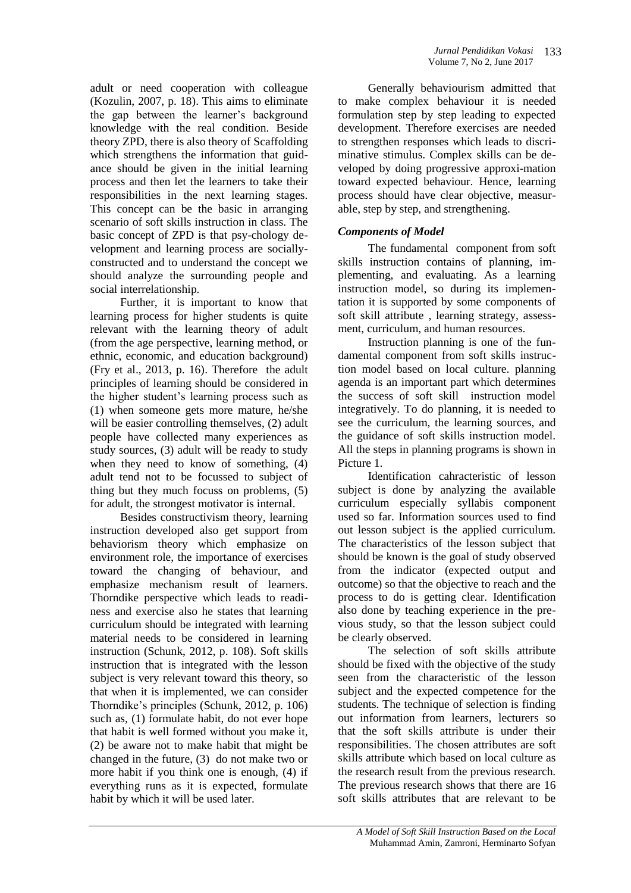adult or need cooperation with colleague (Kozulin, 2007, p. 18). This aims to eliminate the gap between the learner's background knowledge with the real condition. Beside theory ZPD, there is also theory of Scaffolding which strengthens the information that guidance should be given in the initial learning process and then let the learners to take their responsibilities in the next learning stages. This concept can be the basic in arranging scenario of soft skills instruction in class. The basic concept of ZPD is that psy-chology development and learning process are socially-constructed and to understand the concept we should analyze the surrounding people and social interrelationship.

Further, it is important to know that learning process for higher students is quite relevant with the learning theory of adult (from the age perspective, learning method, or ethnic, economic, and education background) (Fry et al., 2013, p. 16). Therefore the adult principles of learning should be considered in the higher student's learning process such as (1) when someone gets more mature, he/she will be easier controlling themselves, (2) adult people have collected many experiences as study sources, (3) adult will be ready to study when they need to know of something, (4) adult tend not to be focussed to subject of thing but they much focuss on problems, (5) for adult, the strongest motivator is internal.

Besides constructivism theory, learning instruction developed also get support from behaviorism theory which emphasize on environment role, the importance of exercises toward the changing of behaviour, and emphasize mechanism result of learners. Thorndike perspective which leads to readiness and exercise also he states that learning curriculum should be integrated with learning material needs to be considered in learning instruction (Schunk, 2012, p. 108). Soft skills instruction that is integrated with the lesson subject is very relevant toward this theory, so that when it is implemented, we can consider Thorndike's principles (Schunk, 2012, p. 106) such as, (1) formulate habit, do not ever hope that habit is well formed without you make it, (2) be aware not to make habit that might be changed in the future, (3) do not make two or more habit if you think one is enough, (4) if everything runs as it is expected, formulate habit by which it will be used later.

Generally behaviourism admitted that to make complex behaviour it is needed formulation step by step leading to expected development. Therefore exercises are needed to strengthen responses which leads to discriminative stimulus. Complex skills can be developed by doing progressive approxi-mation toward expected behaviour. Hence, learning process should have clear objective, measurable, step by step, and strengthening.

### *Components of Model*

The fundamental component from soft skills instruction contains of planning, implementing, and evaluating. As a learning instruction model, so during its implementation it is supported by some components of soft skill attribute , learning strategy, assessment, curriculum, and human resources.

Instruction planning is one of the fundamental component from soft skills instruction model based on local culture. planning agenda is an important part which determines the success of soft skill instruction model integratively. To do planning, it is needed to see the curriculum, the learning sources, and the guidance of soft skills instruction model. All the steps in planning programs is shown in Picture 1.

Identification cahracteristic of lesson subject is done by analyzing the available curriculum especially syllabis component used so far. Information sources used to find out lesson subject is the applied curriculum. The characteristics of the lesson subject that should be known is the goal of study observed from the indicator (expected output and outcome) so that the objective to reach and the process to do is getting clear. Identification also done by teaching experience in the previous study, so that the lesson subject could be clearly observed.

The selection of soft skills attribute should be fixed with the objective of the study seen from the characteristic of the lesson subject and the expected competence for the students. The technique of selection is finding out information from learners, lecturers so that the soft skills attribute is under their responsibilities. The chosen attributes are soft skills attribute which based on local culture as the research result from the previous research. The previous research shows that there are 16 soft skills attributes that are relevant to be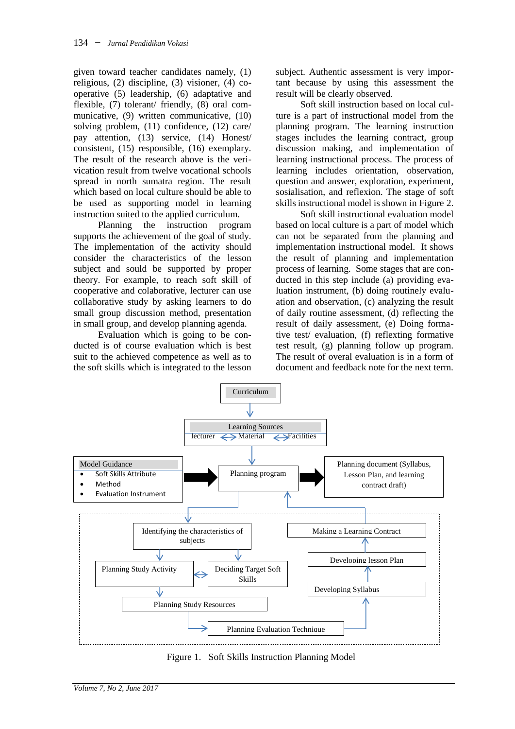given toward teacher candidates namely, (1) religious, (2) discipline, (3) visioner, (4) co-operative (5) leadership, (6) adaptative and flexible, (7) tolerant/ friendly, (8) oral communicative, (9) written communicative, (10) solving problem, (11) confidence, (12) care/ pay attention, (13) service, (14) Honest/ consistent, (15) responsible, (16) exemplary. The result of the research above is the verivication result from twelve vocational schools spread in north sumatra region. The result which based on local culture should be able to be used as supporting model in learning instruction suited to the applied curriculum.

Planning the instruction program supports the achievement of the goal of study. The implementation of the activity should consider the characteristics of the lesson subject and sould be supported by proper theory. For example, to reach soft skill of cooperative and colaborative, lecturer can use collaborative study by asking learners to do small group discussion method, presentation in small group, and develop planning agenda.

Evaluation which is going to be conducted is of course evaluation which is best suit to the achieved competence as well as to the soft skills which is integrated to the lesson subject. Authentic assessment is very important because by using this assessment the result will be clearly observed.

Soft skill instruction based on local culture is a part of instructional model from the planning program. The learning instruction stages includes the learning contract, group discussion making, and implementation of learning instructional process. The process of learning includes orientation, observation, question and answer, exploration, experiment, sosialisation, and reflexion. The stage of soft skills instructional model is shown in Figure 2.

Soft skill instructional evaluation model based on local culture is a part of model which can not be separated from the planning and implementation instructional model. It shows the result of planning and implementation process of learning. Some stages that are conducted in this step include (a) providing evaluation instrument, (b) doing routinely evaluation, (c) analyzing the result of daily routine assessment, (d) reflecting the result of daily assessment, (e) Doing formative test/ evaluation, (f) reflexting formative test result, (g) planning follow up program. The result of overal evaluation is in a form of document and feedback note for the next term.

Figure 1. Soft Skills Instruction Planning Model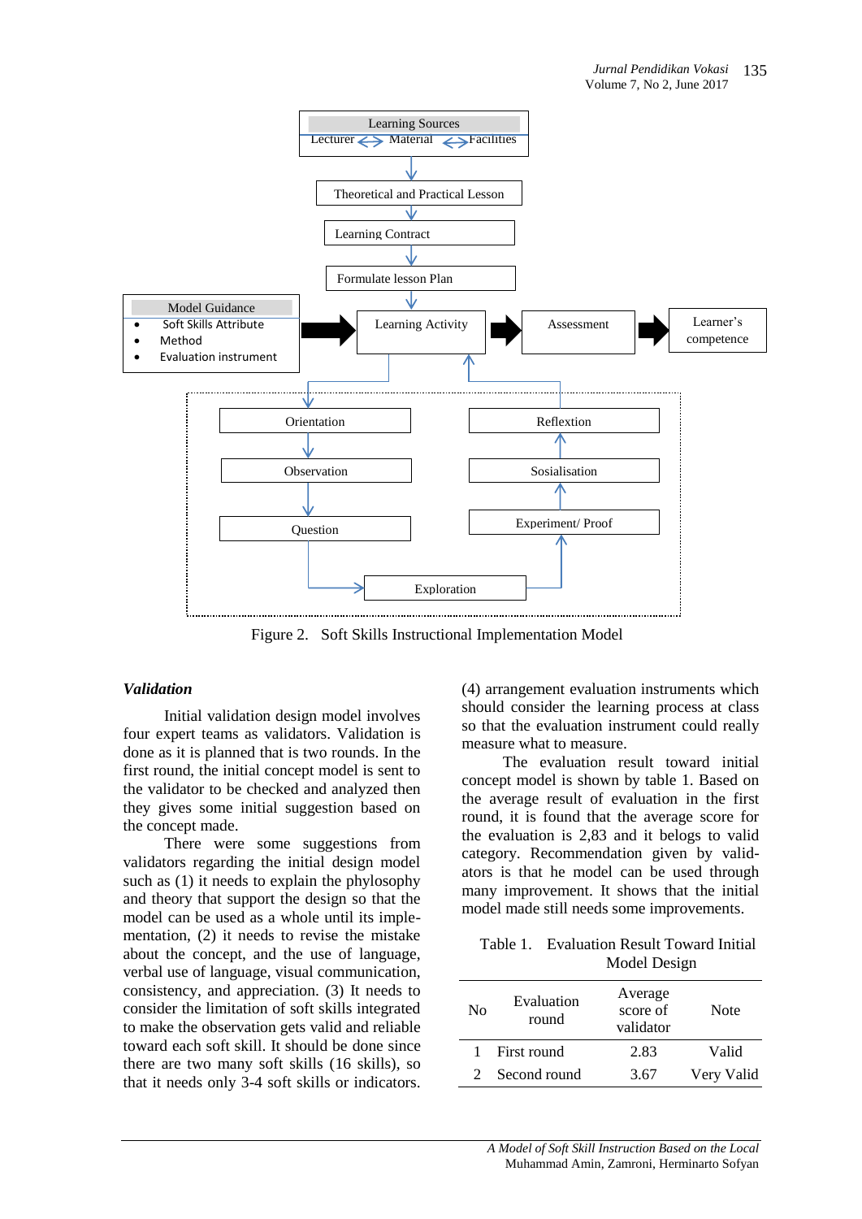Learning Sources

Lecturer ⟷ Material ⟷ Facilities

Theoretical and Practical Lesson

Learning Contract

Formulate lesson Plan

Model Guidance

- Soft Skills Attribute
- Method
- Evaluation instrument

Learning Activity

Assessment

Learner's competence

Orientation

Observation

Question

Exploration

Experiment/ Proof

Sosialisation

Reflextion

Figure 2. Soft Skills Instructional Implementation Model

### *Validation*

Initial validation design model involves four expert teams as validators. Validation is done as it is planned that is two rounds. In the first round, the initial concept model is sent to the validator to be checked and analyzed then they gives some initial suggestion based on the concept made.

There were some suggestions from validators regarding the initial design model such as (1) it needs to explain the phylosophy and theory that support the design so that the model can be used as a whole until its implementation, (2) it needs to revise the mistake about the concept, and the use of language, verbal use of language, visual communication, consistency, and appreciation. (3) It needs to consider the limitation of soft skills integrated to make the observation gets valid and reliable toward each soft skill. It should be done since there are two many soft skills (16 skills), so that it needs only 3-4 soft skills or indicators. (4) arrangement evaluation instruments which should consider the learning process at class so that the evaluation instrument could really measure what to measure.

The evaluation result toward initial concept model is shown by table 1. Based on the average result of evaluation in the first round, it is found that the average score for the evaluation is 2,83 and it belogs to valid category. Recommendation given by validators is that he model can be used through many improvement. It shows that the initial model made still needs some improvements.

Table 1. Evaluation Result Toward Initial Model Design

| No | Evaluation round | Average score of validator | Note |
|---|---|---|---|
| 1 | First round | 2.83 | Valid |
| 2 | Second round | 3.67 | Very Valid |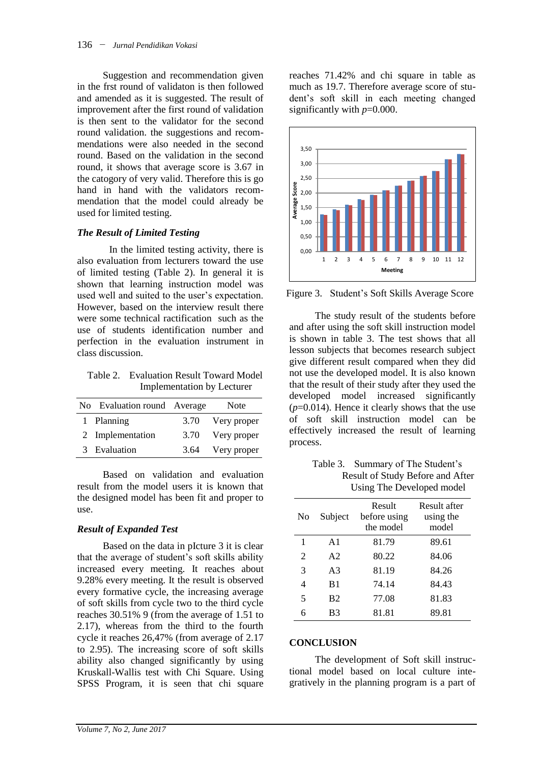Suggestion and recommendation given in the frst round of validaton is then followed and amended as it is suggested. The result of improvement after the first round of validation is then sent to the validator for the second round validation. the suggestions and recommendations were also needed in the second round. Based on the validation in the second round, it shows that average score is 3.67 in the catogory of very valid. Therefore this is go hand in hand with the validators recommendation that the model could already be used for limited testing.

### *The Result of Limited Testing*

In the limited testing activity, there is also evaluation from lecturers toward the use of limited testing (Table 2). In general it is shown that learning instruction model was used well and suited to the user's expectation. However, based on the interview result there were some technical ractification such as the use of students identification number and perfection in the evaluation instrument in class discussion.

Table 2. Evaluation Result Toward Model Implementation by Lecturer

| No | Evaluation round | Average | Note |
|---|---|---|---|
| 1 | Planning | 3.70 | Very proper |
| 2 | Implementation | 3.70 | Very proper |
| 3 | Evaluation | 3.64 | Very proper |

Based on validation and evaluation result from the model users it is known that the designed model has been fit and proper to use.

### *Result of Expanded Test*

Based on the data in pIcture 3 it is clear that the average of student's soft skills ability increased every meeting. It reaches about 9.28% every meeting. It the result is observed every formative cycle, the increasing average of soft skills from cycle two to the third cycle reaches 30.51% 9 (from the average of 1.51 to 2.17), whereas from the third to the fourth cycle it reaches 26,47% (from average of 2.17 to 2.95). The increasing score of soft skills ability also changed significantly by using Kruskall-Wallis test with Chi Square. Using SPSS Program, it is seen that chi square reaches 71.42% and chi square in table as much as 19.7. Therefore average score of student's soft skill in each meeting changed significantly with $p$=0.000.

Figure 3. Student's Soft Skills Average Score

The study result of the students before and after using the soft skill instruction model is shown in table 3. The test shows that all lesson subjects that becomes research subject give different result compared when they did not use the developed model. It is also known that the result of their study after they used the developed model increased significantly ($p$=0.014). Hence it clearly shows that the use of soft skill instruction model can be effectively increased the result of learning process.

Table 3. Summary of The Student's Result of Study Before and After Using The Developed model

| No | Subject | Result before using the model | Result after using the model |
|---|---|---|---|
| 1 | A1 | 81.79 | 89.61 |
| 2 | A2 | 80.22 | 84.06 |
| 3 | A3 | 81.19 | 84.26 |
| 4 | B1 | 74.14 | 84.43 |
| 5 | B2 | 77.08 | 81.83 |
| 6 | B3 | 81.81 | 89.81 |

## CONCLUSION

The development of Soft skill instructional model based on local culture integratively in the planning program is a part of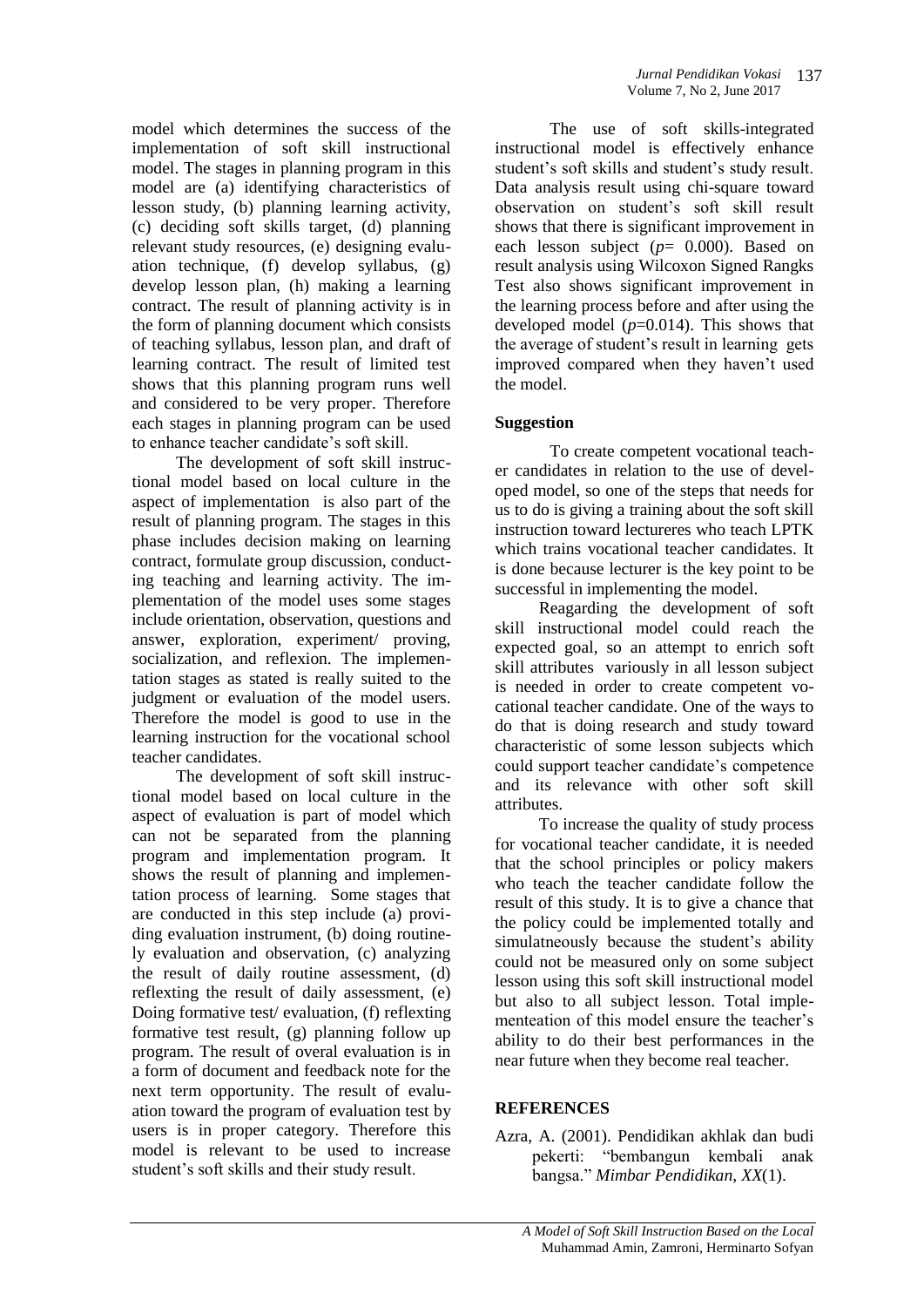model which determines the success of the implementation of soft skill instructional model. The stages in planning program in this model are (a) identifying characteristics of lesson study, (b) planning learning activity, (c) deciding soft skills target, (d) planning relevant study resources, (e) designing evaluation technique, (f) develop syllabus, (g) develop lesson plan, (h) making a learning contract. The result of planning activity is in the form of planning document which consists of teaching syllabus, lesson plan, and draft of learning contract. The result of limited test shows that this planning program runs well and considered to be very proper. Therefore each stages in planning program can be used to enhance teacher candidate's soft skill.

The development of soft skill instructional model based on local culture in the aspect of implementation is also part of the result of planning program. The stages in this phase includes decision making on learning contract, formulate group discussion, conducting teaching and learning activity. The implementation of the model uses some stages include orientation, observation, questions and answer, exploration, experiment/ proving, socialization, and reflexion. The implementation stages as stated is really suited to the judgment or evaluation of the model users. Therefore the model is good to use in the learning instruction for the vocational school teacher candidates.

The development of soft skill instructional model based on local culture in the aspect of evaluation is part of model which can not be separated from the planning program and implementation program. It shows the result of planning and implementation process of learning. Some stages that are conducted in this step include (a) providing evaluation instrument, (b) doing routinely evaluation and observation, (c) analyzing the result of daily routine assessment, (d) reflexting the result of daily assessment, (e) Doing formative test/ evaluation, (f) reflexting formative test result, (g) planning follow up program. The result of overal evaluation is in a form of document and feedback note for the next term opportunity. The result of evaluation toward the program of evaluation test by users is in proper category. Therefore this model is relevant to be used to increase student's soft skills and their study result.

The use of soft skills-integrated instructional model is effectively enhance student's soft skills and student's study result. Data analysis result using chi-square toward observation on student's soft skill result shows that there is significant improvement in each lesson subject ($p$= 0.000). Based on result analysis using Wilcoxon Signed Rangks Test also shows significant improvement in the learning process before and after using the developed model ($p$=0.014). This shows that the average of student's result in learning gets improved compared when they haven't used the model.

## Suggestion

To create competent vocational teacher candidates in relation to the use of developed model, so one of the steps that needs for us to do is giving a training about the soft skill instruction toward lecturers who teach LPTK which trains vocational teacher candidates. It is done because lecturer is the key point to be successful in implementing the model.

Reagarding the development of soft skill instructional model could reach the expected goal, so an attempt to enrich soft skill attributes variously in all lesson subject is needed in order to create competent vocational teacher candidate. One of the ways to do that is doing research and study toward characteristic of some lesson subjects which could support teacher candidate's competence and its relevance with other soft skill attributes.

To increase the quality of study process for vocational teacher candidate, it is needed that the school principles or policy makers who teach the teacher candidate follow the result of this study. It is to give a chance that the policy could be implemented totally and simulatneously because the student's ability could not be measured only on some subject lesson using this soft skill instructional model but also to all subject lesson. Total implementeation of this model ensure the teacher's ability to do their best performances in the near future when they become real teacher.

## REFERENCES

Azra, A. (2001). Pendidikan akhlak dan budi pekerti: "bembangun kembali anak bangsa." *Mimbar Pendidikan*, *XX*(1).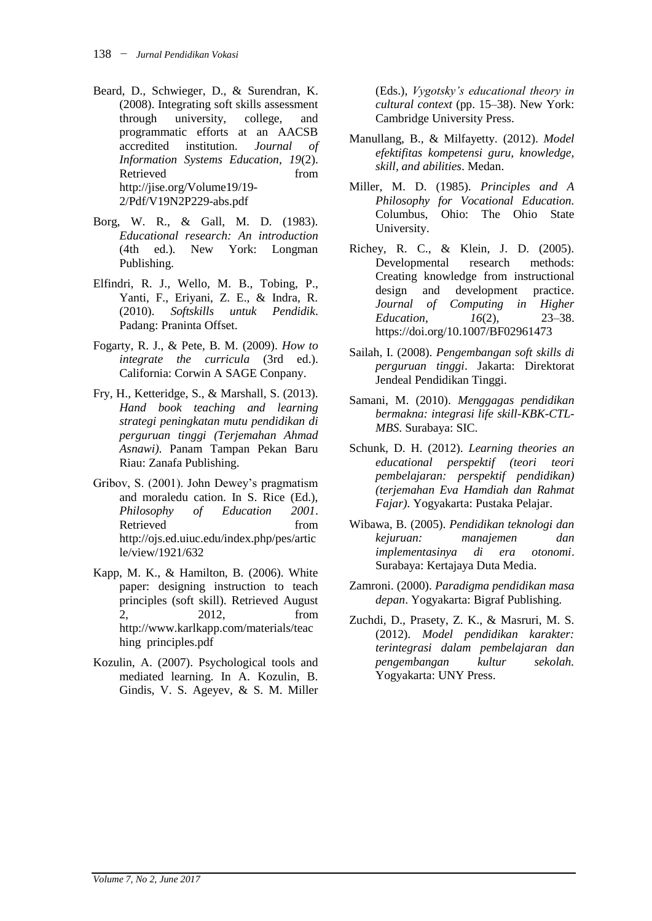Beard, D., Schwieger, D., & Surendran, K. (2008). Integrating soft skills assessment through university, college, and programmatic efforts at an AACSB accredited institution. *Journal of Information Systems Education*, *19*(2). Retrieved from http://jise.org/Volume19/19-2/Pdf/V19N2P229-abs.pdf

Borg, W. R., & Gall, M. D. (1983). *Educational research: An introduction* (4th ed.). New York: Longman Publishing.

Elfindri, R. J., Wello, M. B., Tobing, P., Yanti, F., Eriyani, Z. E., & Indra, R. (2010). *Softskills untuk Pendidik*. Padang: Praninta Offset.

Fogarty, R. J., & Pete, B. M. (2009). *How to integrate the curricula* (3rd ed.). California: Corwin A SAGE Conpany.

Fry, H., Ketteridge, S., & Marshall, S. (2013). *Hand book teaching and learning strategi peningkatan mutu pendidikan di perguruan tinggi (Terjemahan Ahmad Asnawi)*. Panam Tampan Pekan Baru Riau: Zanafa Publishing.

Gribov, S. (2001). John Dewey's pragmatism and moraledu cation. In S. Rice (Ed.), *Philosophy of Education 2001*. Retrieved from http://ojs.ed.uiuc.edu/index.php/pes/article/view/1921/632

Kapp, M. K., & Hamilton, B. (2006). White paper: designing instruction to teach principles (soft skill). Retrieved August 2, 2012, from http://www.karlkapp.com/materials/teaching principles.pdf

Kozulin, A. (2007). Psychological tools and mediated learning. In A. Kozulin, B. Gindis, V. S. Ageyev, & S. M. Miller (Eds.), *Vygotsky's educational theory in cultural context* (pp. 15–38). New York: Cambridge University Press.

Manullang, B., & Milfayetty. (2012). *Model efektifitas kompetensi guru, knowledge, skill, and abilities*. Medan.

Miller, M. D. (1985). *Principles and A Philosophy for Vocational Education*. Columbus, Ohio: The Ohio State University.

Richey, R. C., & Klein, J. D. (2005). Developmental research methods: Creating knowledge from instructional design and development practice. *Journal of Computing in Higher Education*, *16*(2), 23–38. https://doi.org/10.1007/BF02961473

Sailah, I. (2008). *Pengembangan soft skills di perguruan tinggi*. Jakarta: Direktorat Jendeal Pendidikan Tinggi.

Samani, M. (2010). *Menggagas pendidikan bermakna: integrasi life skill-KBK-CTL-MBS*. Surabaya: SIC.

Schunk, D. H. (2012). *Learning theories an educational perspektif (teori teori pembelajaran: perspektif pendidikan) (terjemahan Eva Hamdiah dan Rahmat Fajar)*. Yogyakarta: Pustaka Pelajar.

Wibawa, B. (2005). *Pendidikan teknologi dan kejuruan: manajemen dan implementasinya di era otonomi*. Surabaya: Kertajaya Duta Media.

Zamroni. (2000). *Paradigma pendidikan masa depan*. Yogyakarta: Bigraf Publishing.

Zuchdi, D., Prasety, Z. K., & Masruri, M. S. (2012). *Model pendidikan karakter: terintegrasi dalam pembelajaran dan pengembangan kultur sekolah.* Yogyakarta: UNY Press.